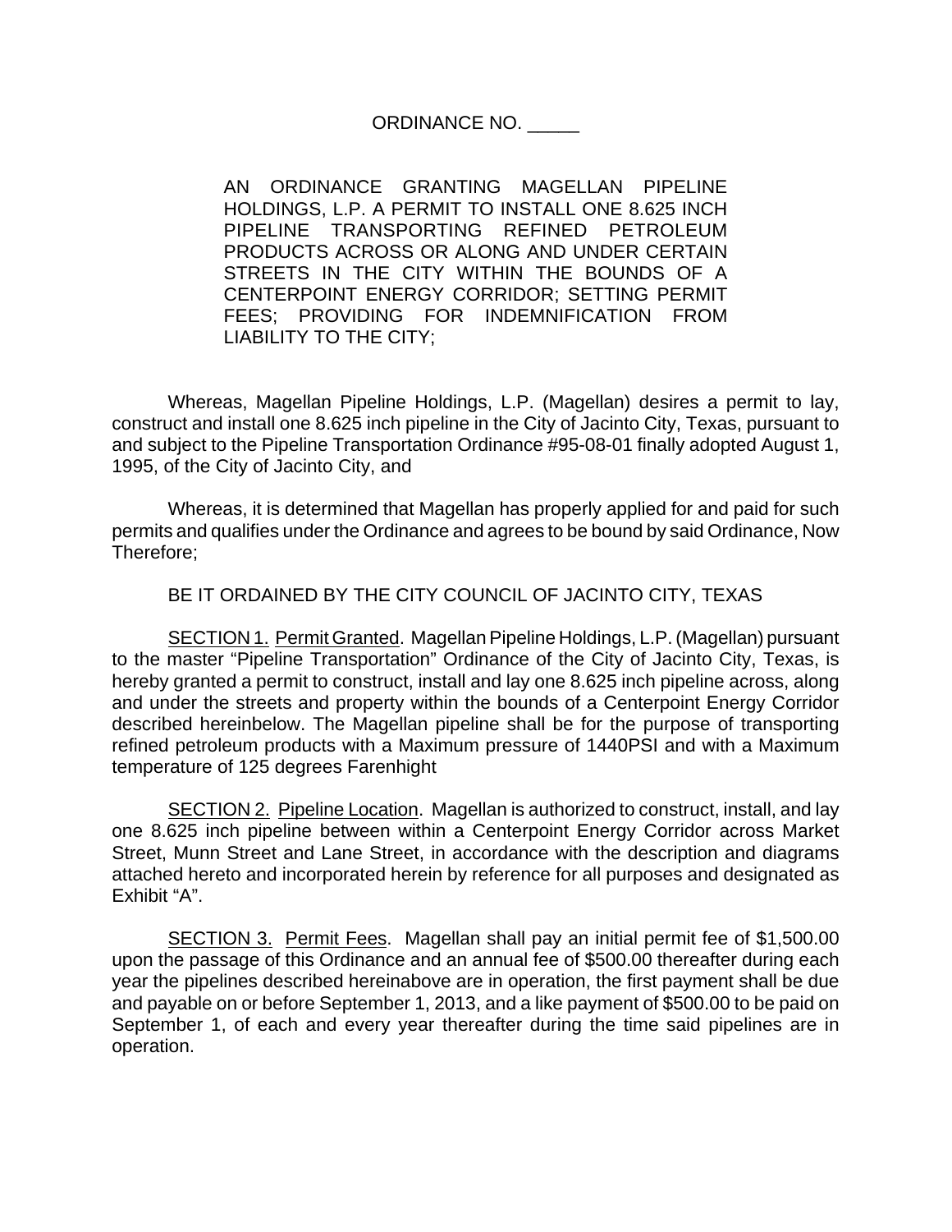ORDINANCE NO. _____

AN ORDINANCE GRANTING MAGELLAN PIPELINE HOLDINGS, L.P. A PERMIT TO INSTALL ONE 8.625 INCH PIPELINE TRANSPORTING REFINED PETROLEUM PRODUCTS ACROSS OR ALONG AND UNDER CERTAIN STREETS IN THE CITY WITHIN THE BOUNDS OF A CENTERPOINT ENERGY CORRIDOR; SETTING PERMIT FEES; PROVIDING FOR INDEMNIFICATION FROM LIABILITY TO THE CITY;

Whereas, Magellan Pipeline Holdings, L.P. (Magellan) desires a permit to lay, construct and install one 8.625 inch pipeline in the City of Jacinto City, Texas, pursuant to and subject to the Pipeline Transportation Ordinance #95-08-01 finally adopted August 1, 1995, of the City of Jacinto City, and

Whereas, it is determined that Magellan has properly applied for and paid for such permits and qualifies under the Ordinance and agrees to be bound by said Ordinance, Now Therefore;

BE IT ORDAINED BY THE CITY COUNCIL OF JACINTO CITY, TEXAS

SECTION 1. Permit Granted. Magellan Pipeline Holdings, L.P. (Magellan) pursuant to the master "Pipeline Transportation" Ordinance of the City of Jacinto City, Texas, is hereby granted a permit to construct, install and lay one 8.625 inch pipeline across, along and under the streets and property within the bounds of a Centerpoint Energy Corridor described hereinbelow. The Magellan pipeline shall be for the purpose of transporting refined petroleum products with a Maximum pressure of 1440PSI and with a Maximum temperature of 125 degrees Farenhight

SECTION 2. Pipeline Location. Magellan is authorized to construct, install, and lay one 8.625 inch pipeline between within a Centerpoint Energy Corridor across Market Street, Munn Street and Lane Street, in accordance with the description and diagrams attached hereto and incorporated herein by reference for all purposes and designated as Exhibit "A".

SECTION 3. Permit Fees. Magellan shall pay an initial permit fee of $1,500.00 upon the passage of this Ordinance and an annual fee of $500.00 thereafter during each year the pipelines described hereinabove are in operation, the first payment shall be due and payable on or before September 1, 2013, and a like payment of $500.00 to be paid on September 1, of each and every year thereafter during the time said pipelines are in operation.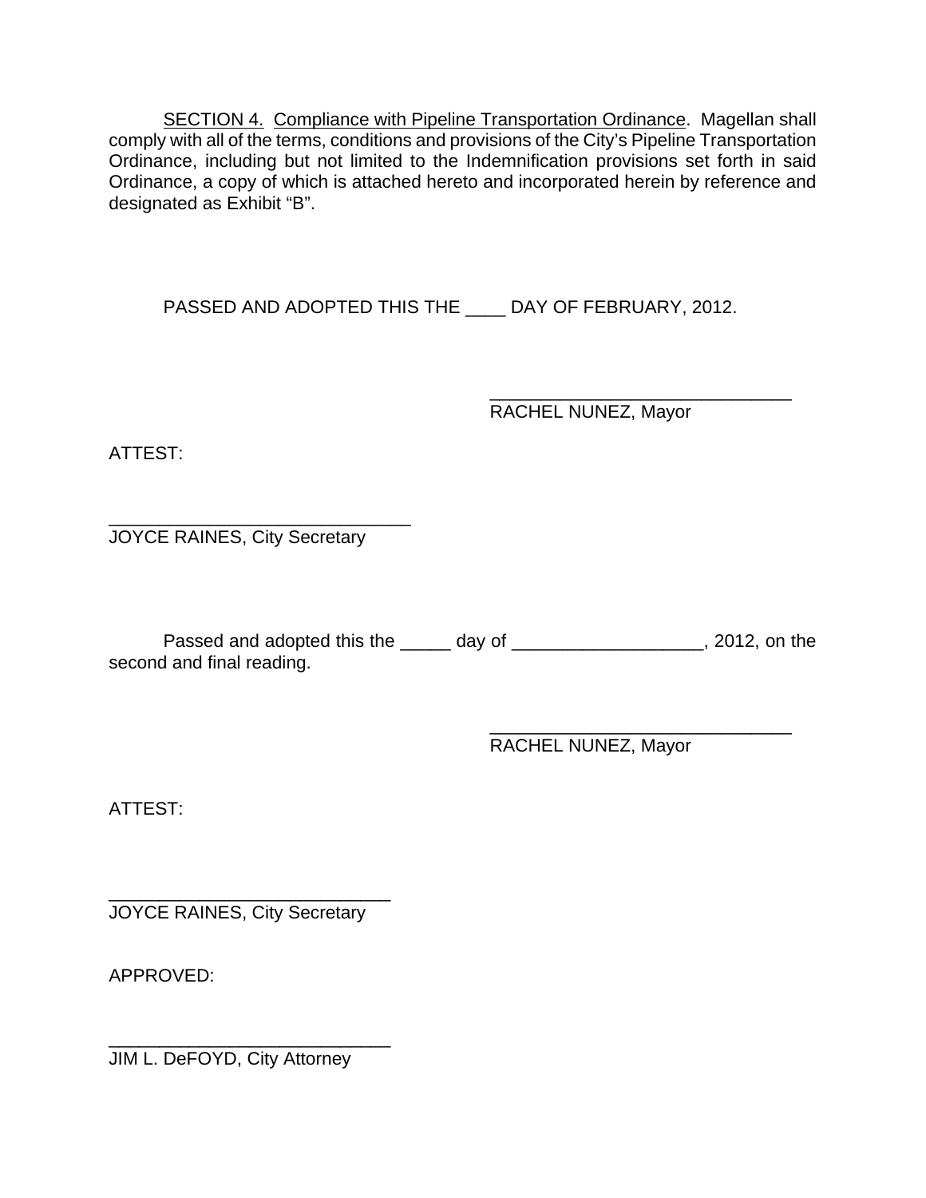SECTION 4. Compliance with Pipeline Transportation Ordinance. Magellan shall comply with all of the terms, conditions and provisions of the City's Pipeline Transportation Ordinance, including but not limited to the Indemnification provisions set forth in said Ordinance, a copy of which is attached hereto and incorporated herein by reference and designated as Exhibit "B".

PASSED AND ADOPTED THIS THE ____ DAY OF FEBRUARY, 2012.

______________________________
RACHEL NUNEZ, Mayor

ATTEST:

______________________________
JOYCE RAINES, City Secretary

Passed and adopted this the _____ day of __________________, 2012, on the second and final reading.

______________________________
RACHEL NUNEZ, Mayor

ATTEST:

____________________________
JOYCE RAINES, City Secretary

APPROVED:

____________________________
JIM L. DeFOYD, City Attorney